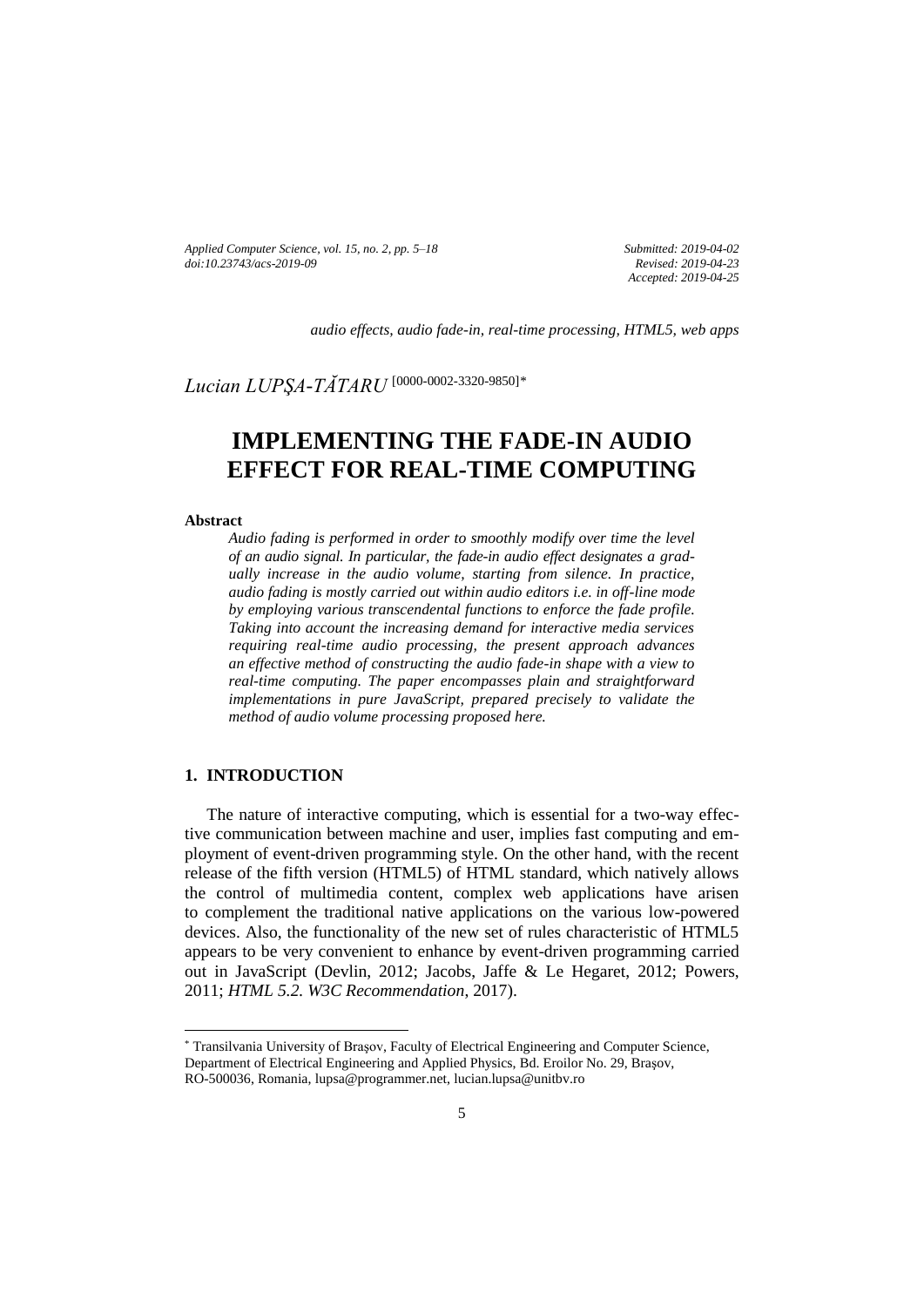Submitted: 2019-04-02
Revised: 2019-04-23
Accepted: 2019-04-25

*audio effects, audio fade-in, real-time processing, HTML5, web apps*

*Lucian LUPŞA-TĂTARU* [0000-0002-3320-9850]*

# IMPLEMENTING THE FADE-IN AUDIO EFFECT FOR REAL-TIME COMPUTING

**Abstract**

*Audio fading is performed in order to smoothly modify over time the level of an audio signal. In particular, the fade-in audio effect designates a gradually increase in the audio volume, starting from silence. In practice, audio fading is mostly carried out within audio editors i.e. in off-line mode by employing various transcendental functions to enforce the fade profile. Taking into account the increasing demand for interactive media services requiring real-time audio processing, the present approach advances an effective method of constructing the audio fade-in shape with a view to real-time computing. The paper encompasses plain and straightforward implementations in pure JavaScript, prepared precisely to validate the method of audio volume processing proposed here.*

## 1. INTRODUCTION

The nature of interactive computing, which is essential for a two-way effective communication between machine and user, implies fast computing and employment of event-driven programming style. On the other hand, with the recent release of the fifth version (HTML5) of HTML standard, which natively allows the control of multimedia content, complex web applications have arisen to complement the traditional native applications on the various low-powered devices. Also, the functionality of the new set of rules characteristic of HTML5 appears to be very convenient to enhance by event-driven programming carried out in JavaScript (Devlin, 2012; Jacobs, Jaffe & Le Hegaret, 2012; Powers, 2011; *HTML 5.2. W3C Recommendation*, 2017).

---

* Transilvania University of Braşov, Faculty of Electrical Engineering and Computer Science, Department of Electrical Engineering and Applied Physics, Bd. Eroilor No. 29, Braşov, RO-500036, Romania, lupsa@programmer.net, lucian.lupsa@unitbv.ro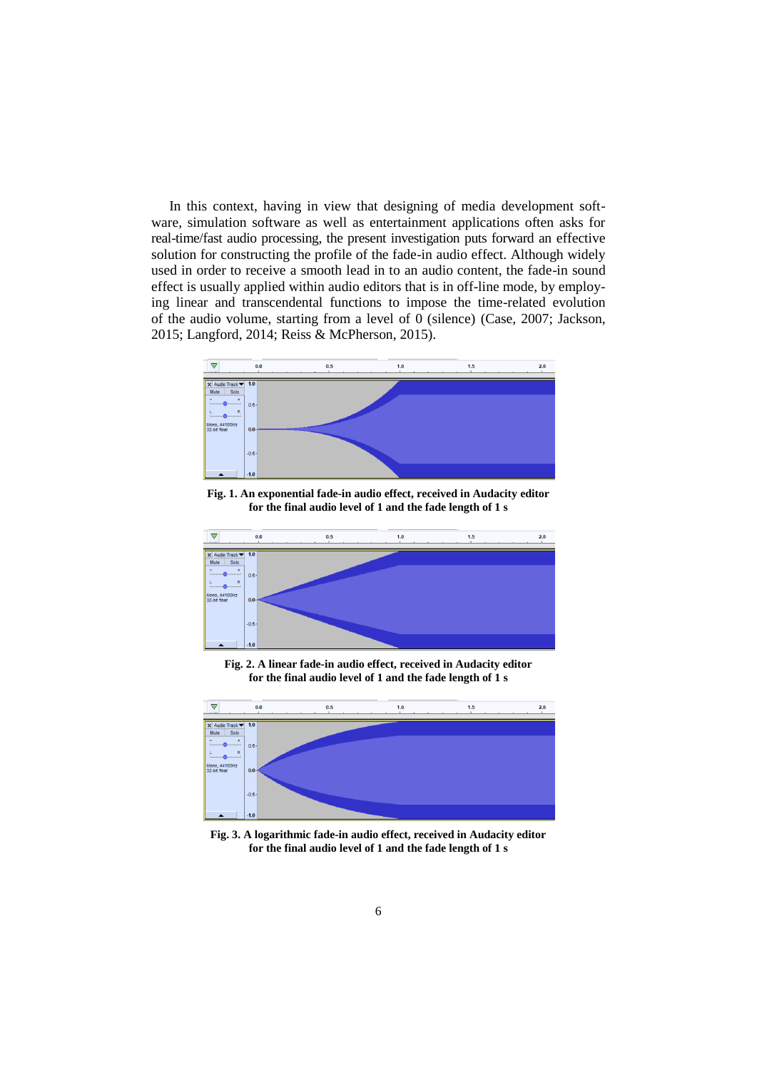In this context, having in view that designing of media development software, simulation software as well as entertainment applications often asks for real-time/fast audio processing, the present investigation puts forward an effective solution for constructing the profile of the fade-in audio effect. Although widely used in order to receive a smooth lead in to an audio content, the fade-in sound effect is usually applied within audio editors that is in off-line mode, by employing linear and transcendental functions to impose the time-related evolution of the audio volume, starting from a level of 0 (silence) (Case, 2007; Jackson, 2015; Langford, 2014; Reiss & McPherson, 2015).

**Fig. 1. An exponential fade-in audio effect, received in Audacity editor for the final audio level of 1 and the fade length of 1 s**

**Fig. 2. A linear fade-in audio effect, received in Audacity editor for the final audio level of 1 and the fade length of 1 s**

**Fig. 3. A logarithmic fade-in audio effect, received in Audacity editor for the final audio level of 1 and the fade length of 1 s**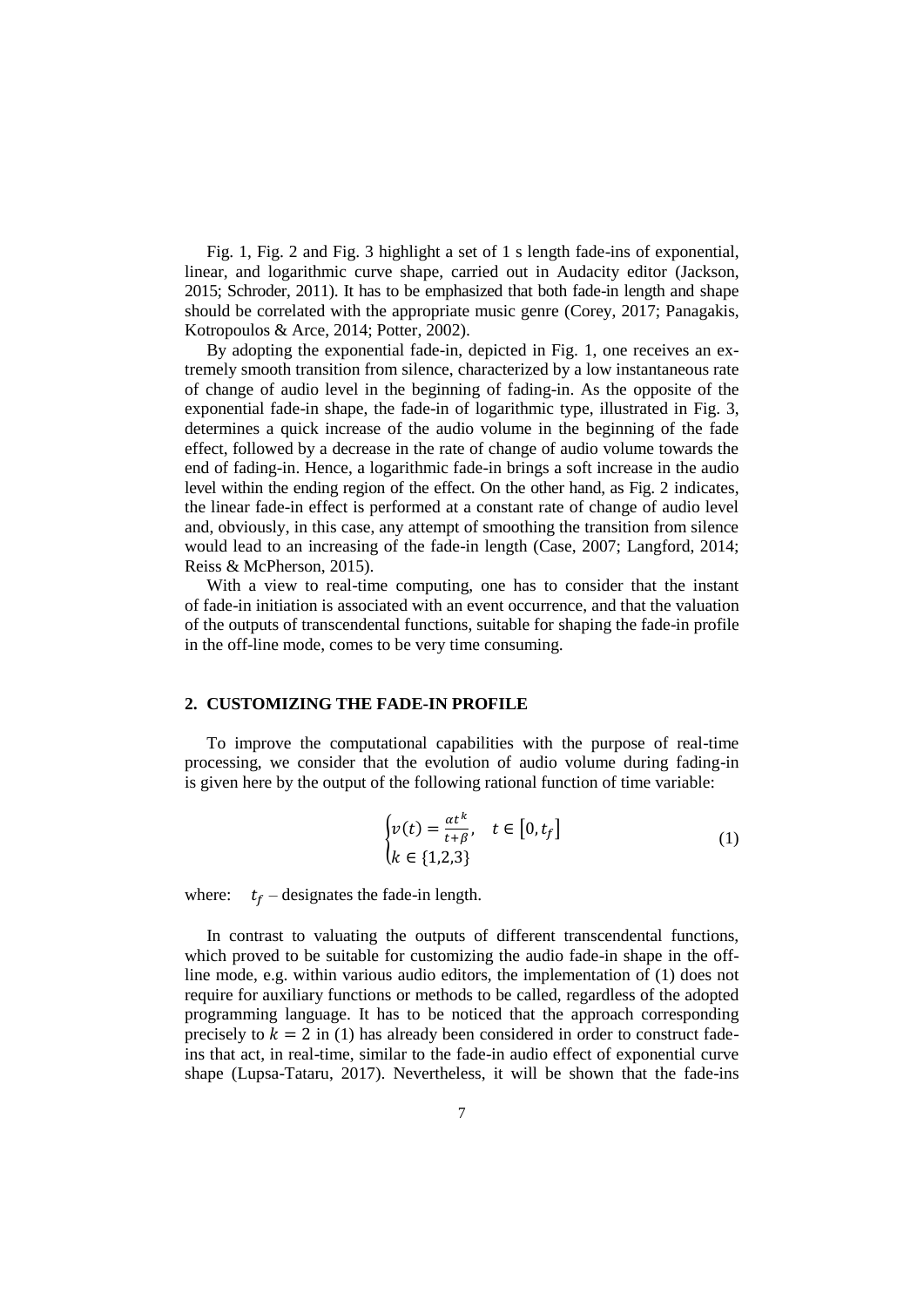Fig. 1, Fig. 2 and Fig. 3 highlight a set of 1 s length fade-ins of exponential, linear, and logarithmic curve shape, carried out in Audacity editor (Jackson, 2015; Schroder, 2011). It has to be emphasized that both fade-in length and shape should be correlated with the appropriate music genre (Corey, 2017; Panagakis, Kotropoulos & Arce, 2014; Potter, 2002).

By adopting the exponential fade-in, depicted in Fig. 1, one receives an extremely smooth transition from silence, characterized by a low instantaneous rate of change of audio level in the beginning of fading-in. As the opposite of the exponential fade-in shape, the fade-in of logarithmic type, illustrated in Fig. 3, determines a quick increase of the audio volume in the beginning of the fade effect, followed by a decrease in the rate of change of audio volume towards the end of fading-in. Hence, a logarithmic fade-in brings a soft increase in the audio level within the ending region of the effect. On the other hand, as Fig. 2 indicates, the linear fade-in effect is performed at a constant rate of change of audio level and, obviously, in this case, any attempt of smoothing the transition from silence would lead to an increasing of the fade-in length (Case, 2007; Langford, 2014; Reiss & McPherson, 2015).

With a view to real-time computing, one has to consider that the instant of fade-in initiation is associated with an event occurrence, and that the valuation of the outputs of transcendental functions, suitable for shaping the fade-in profile in the off-line mode, comes to be very time consuming.

## 2. CUSTOMIZING THE FADE-IN PROFILE

To improve the computational capabilities with the purpose of real-time processing, we consider that the evolution of audio volume during fading-in is given here by the output of the following rational function of time variable:

$$\begin{cases} v(t) = \frac{\alpha t^k}{t+\beta}, & t \in [0, t_f] \\ k \in \{1,2,3\} \end{cases} \tag{1}$$

where: $t_f$ – designates the fade-in length.

In contrast to valuating the outputs of different transcendental functions, which proved to be suitable for customizing the audio fade-in shape in the off-line mode, e.g. within various audio editors, the implementation of (1) does not require for auxiliary functions or methods to be called, regardless of the adopted programming language. It has to be noticed that the approach corresponding precisely to $k = 2$ in (1) has already been considered in order to construct fade-ins that act, in real-time, similar to the fade-in audio effect of exponential curve shape (Lupsa-Tataru, 2017). Nevertheless, it will be shown that the fade-ins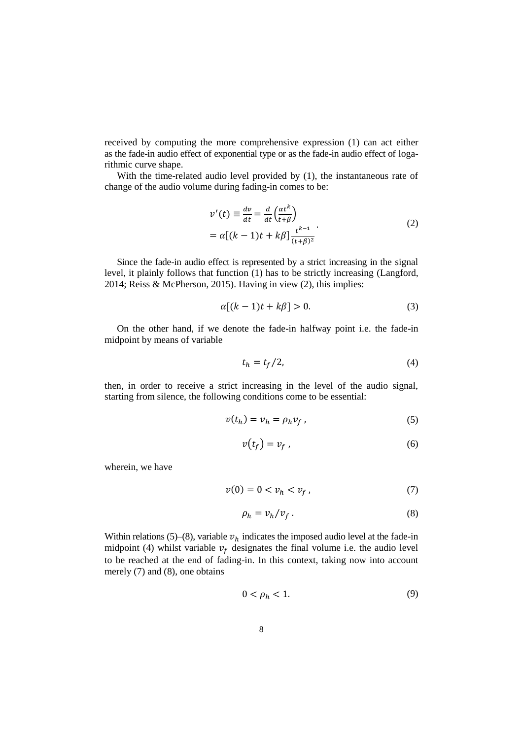received by computing the more comprehensive expression (1) can act either as the fade-in audio effect of exponential type or as the fade-in audio effect of logarithmic curve shape.

With the time-related audio level provided by (1), the instantaneous rate of change of the audio volume during fading-in comes to be:

$$\begin{aligned} v'(t) &\equiv \frac{dv}{dt} = \frac{d}{dt}\left(\frac{\alpha t^k}{t+\beta}\right) \\ &= \alpha[(k-1)t + k\beta]\frac{t^{k-1}}{(t+\beta)^2} \end{aligned} . \tag{2}$$

Since the fade-in audio effect is represented by a strict increasing in the signal level, it plainly follows that function (1) has to be strictly increasing (Langford, 2014; Reiss & McPherson, 2015). Having in view (2), this implies:

$$\alpha[(k-1)t + k\beta] > 0. \tag{3}$$

On the other hand, if we denote the fade-in halfway point i.e. the fade-in midpoint by means of variable

$$t_h = t_f/2, \tag{4}$$

then, in order to receive a strict increasing in the level of the audio signal, starting from silence, the following conditions come to be essential:

$$v(t_h) = v_h = \rho_h v_f \,, \tag{5}$$

$$v(t_f) = v_f \,, \tag{6}$$

wherein, we have

$$v(0) = 0 < v_h < v_f \,, \tag{7}$$

$$\rho_h = v_h/v_f \,. \tag{8}$$

Within relations (5)–(8), variable $v_h$ indicates the imposed audio level at the fade-in midpoint (4) whilst variable $v_f$ designates the final volume i.e. the audio level to be reached at the end of fading-in. In this context, taking now into account merely (7) and (8), one obtains

$$0 < \rho_h < 1. \tag{9}$$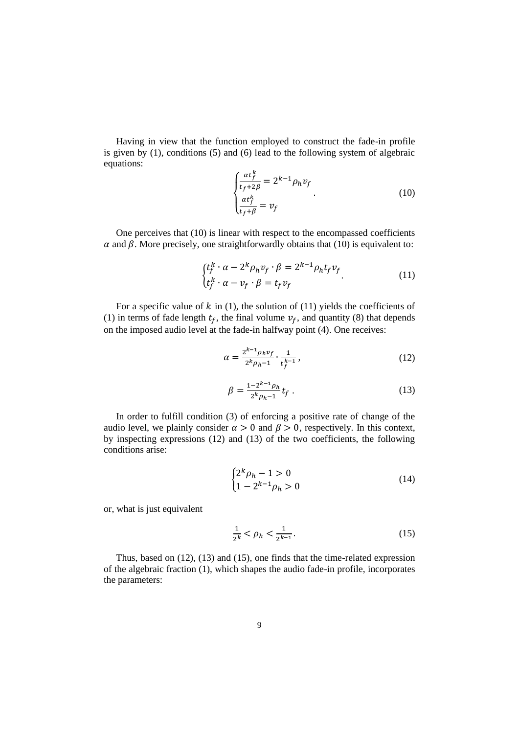Having in view that the function employed to construct the fade-in profile is given by (1), conditions (5) and (6) lead to the following system of algebraic equations:

$$\begin{cases} \frac{\alpha t_f^k}{t_f+2\beta} = 2^{k-1}\rho_h v_f \\ \frac{\alpha t_f^k}{t_f+\beta} = v_f \end{cases}. \tag{10}$$

One perceives that (10) is linear with respect to the encompassed coefficients $\alpha$ and $\beta$. More precisely, one straightforwardly obtains that (10) is equivalent to:

$$\begin{cases} t_f^k \cdot \alpha - 2^k \rho_h v_f \cdot \beta = 2^{k-1}\rho_h t_f v_f \\ t_f^k \cdot \alpha - v_f \cdot \beta = t_f v_f \end{cases}. \tag{11}$$

For a specific value of $k$ in (1), the solution of (11) yields the coefficients of (1) in terms of fade length $t_f$, the final volume $v_f$, and quantity (8) that depends on the imposed audio level at the fade-in halfway point (4). One receives:

$$\alpha = \frac{2^{k-1}\rho_h v_f}{2^k \rho_h - 1} \cdot \frac{1}{t_f^{k-1}}, \tag{12}$$

$$\beta = \frac{1-2^{k-1}\rho_h}{2^k \rho_h - 1} t_f . \tag{13}$$

In order to fulfill condition (3) of enforcing a positive rate of change of the audio level, we plainly consider $\alpha > 0$ and $\beta > 0$, respectively. In this context, by inspecting expressions (12) and (13) of the two coefficients, the following conditions arise:

$$\begin{cases} 2^k \rho_h - 1 > 0 \\ 1 - 2^{k-1}\rho_h > 0 \end{cases} \tag{14}$$

or, what is just equivalent

$$\frac{1}{2^k} < \rho_h < \frac{1}{2^{k-1}}. \tag{15}$$

Thus, based on (12), (13) and (15), one finds that the time-related expression of the algebraic fraction (1), which shapes the audio fade-in profile, incorporates the parameters: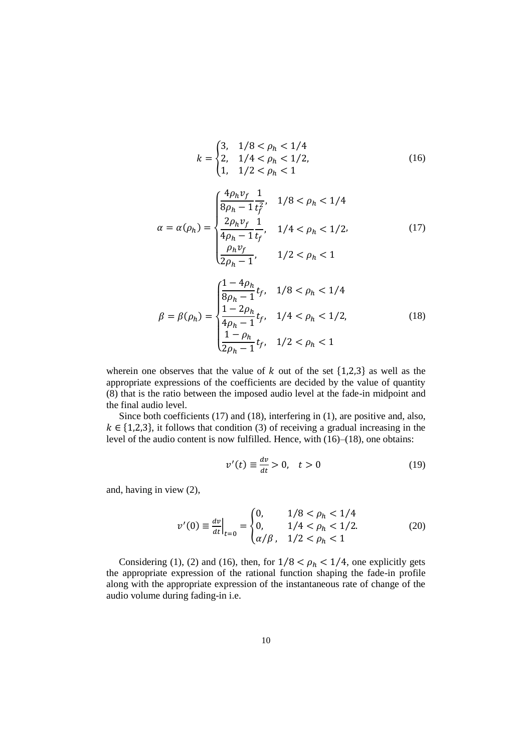$$k = \begin{cases} 3, & 1/8 < \rho_h < 1/4 \\ 2, & 1/4 < \rho_h < 1/2, \\ 1, & 1/2 < \rho_h < 1 \end{cases} \tag{16}$$

$$\alpha = \alpha(\rho_h) = \begin{cases} \dfrac{4\rho_h v_f}{8\rho_h - 1}\dfrac{1}{t_f^2}, & 1/8 < \rho_h < 1/4 \\ \dfrac{2\rho_h v_f}{4\rho_h - 1}\dfrac{1}{t_f}, & 1/4 < \rho_h < 1/2, \\ \dfrac{\rho_h v_f}{2\rho_h - 1}, & 1/2 < \rho_h < 1 \end{cases} \tag{17}$$

$$\beta = \beta(\rho_h) = \begin{cases} \dfrac{1 - 4\rho_h}{8\rho_h - 1}t_f, & 1/8 < \rho_h < 1/4 \\ \dfrac{1 - 2\rho_h}{4\rho_h - 1}t_f, & 1/4 < \rho_h < 1/2, \\ \dfrac{1 - \rho_h}{2\rho_h - 1}t_f, & 1/2 < \rho_h < 1 \end{cases} \tag{18}$$

wherein one observes that the value of $k$ out of the set $\{1,2,3\}$ as well as the appropriate expressions of the coefficients are decided by the value of quantity (8) that is the ratio between the imposed audio level at the fade-in midpoint and the final audio level.

Since both coefficients (17) and (18), interfering in (1), are positive and, also, $k \in \{1,2,3\}$, it follows that condition (3) of receiving a gradual increasing in the level of the audio content is now fulfilled. Hence, with (16)–(18), one obtains:

$$v'(t) \equiv \tfrac{dv}{dt} > 0, \quad t > 0 \tag{19}$$

and, having in view (2),

$$v'(0) \equiv \left.\tfrac{dv}{dt}\right|_{t=0} = \begin{cases} 0, & 1/8 < \rho_h < 1/4 \\ 0, & 1/4 < \rho_h < 1/2. \\ \alpha/\beta, & 1/2 < \rho_h < 1 \end{cases} \tag{20}$$

Considering (1), (2) and (16), then, for $1/8 < \rho_h < 1/4$, one explicitly gets the appropriate expression of the rational function shaping the fade-in profile along with the appropriate expression of the instantaneous rate of change of the audio volume during fading-in i.e.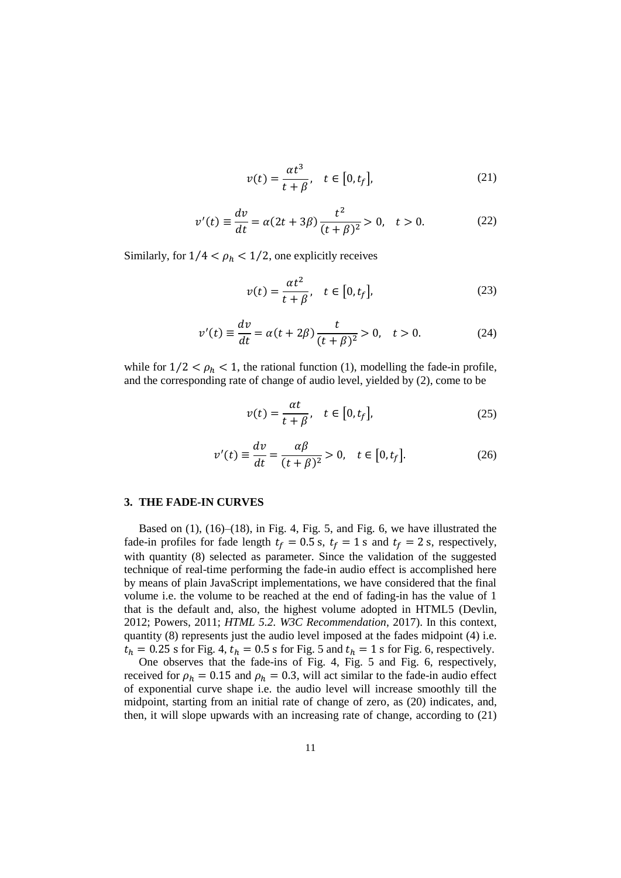$$v(t) = \frac{\alpha t^3}{t + \beta}, \quad t \in [0, t_f], \tag{21}$$

$$v'(t) \equiv \frac{dv}{dt} = \alpha(2t + 3\beta)\frac{t^2}{(t + \beta)^2} > 0, \quad t > 0. \tag{22}$$

Similarly, for $1/4 < \rho_h < 1/2$, one explicitly receives

$$v(t) = \frac{\alpha t^2}{t + \beta}, \quad t \in [0, t_f], \tag{23}$$

$$v'(t) \equiv \frac{dv}{dt} = \alpha(t + 2\beta)\frac{t}{(t + \beta)^2} > 0, \quad t > 0. \tag{24}$$

while for $1/2 < \rho_h < 1$, the rational function (1), modelling the fade-in profile, and the corresponding rate of change of audio level, yielded by (2), come to be

$$v(t) = \frac{\alpha t}{t + \beta}, \quad t \in [0, t_f], \tag{25}$$

$$v'(t) \equiv \frac{dv}{dt} = \frac{\alpha\beta}{(t + \beta)^2} > 0, \quad t \in [0, t_f]. \tag{26}$$

## 3. THE FADE-IN CURVES

Based on (1), (16)–(18), in Fig. 4, Fig. 5, and Fig. 6, we have illustrated the fade-in profiles for fade length $t_f = 0.5$ s, $t_f = 1$ s and $t_f = 2$ s, respectively, with quantity (8) selected as parameter. Since the validation of the suggested technique of real-time performing the fade-in audio effect is accomplished here by means of plain JavaScript implementations, we have considered that the final volume i.e. the volume to be reached at the end of fading-in has the value of 1 that is the default and, also, the highest volume adopted in HTML5 (Devlin, 2012; Powers, 2011; *HTML 5.2. W3C Recommendation*, 2017). In this context, quantity (8) represents just the audio level imposed at the fades midpoint (4) i.e. $t_h = 0.25$ s for Fig. 4, $t_h = 0.5$ s for Fig. 5 and $t_h = 1$ s for Fig. 6, respectively.

One observes that the fade-ins of Fig. 4, Fig. 5 and Fig. 6, respectively, received for $\rho_h = 0.15$ and $\rho_h = 0.3$, will act similar to the fade-in audio effect of exponential curve shape i.e. the audio level will increase smoothly till the midpoint, starting from an initial rate of change of zero, as (20) indicates, and, then, it will slope upwards with an increasing rate of change, according to (21)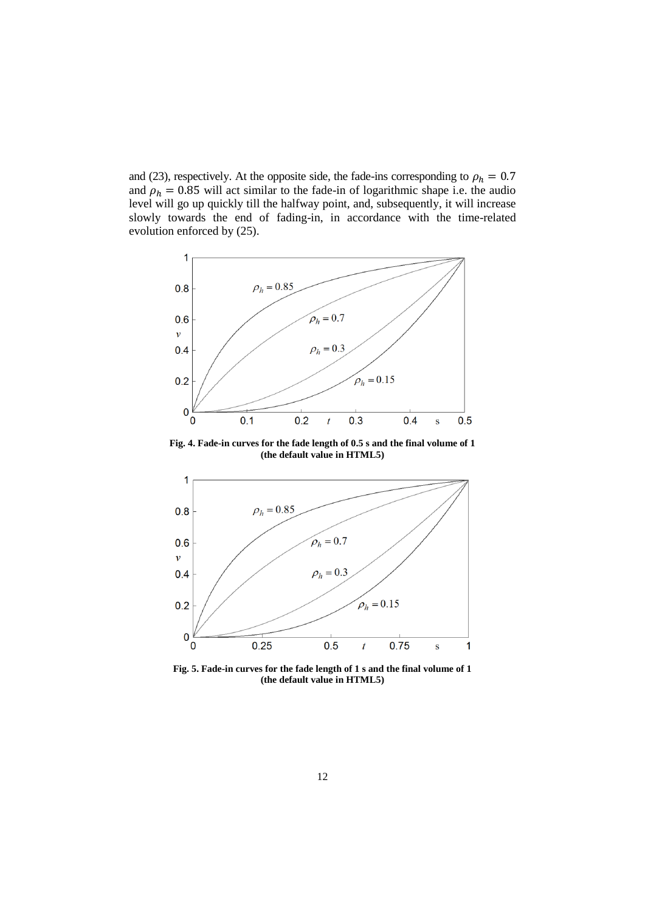and (23), respectively. At the opposite side, the fade-ins corresponding to $\rho_h = 0.7$ and $\rho_h = 0.85$ will act similar to the fade-in of logarithmic shape i.e. the audio level will go up quickly till the halfway point, and, subsequently, it will increase slowly towards the end of fading-in, in accordance with the time-related evolution enforced by (25).

1
0.8
0.6
$v$
0.4
0.2
0
0 0.1 0.2 $t$ 0.3 0.4 s 0.5
$\rho_h = 0.85$
$\rho_h = 0.7$
$\rho_h = 0.3$
$\rho_h = 0.15$

**Fig. 4. Fade-in curves for the fade length of 0.5 s and the final volume of 1 (the default value in HTML5)**

1
0.8
0.6
$v$
0.4
0.2
0
0 0.25 0.5 $t$ 0.75 s 1
$\rho_h = 0.85$
$\rho_h = 0.7$
$\rho_h = 0.3$
$\rho_h = 0.15$

**Fig. 5. Fade-in curves for the fade length of 1 s and the final volume of 1 (the default value in HTML5)**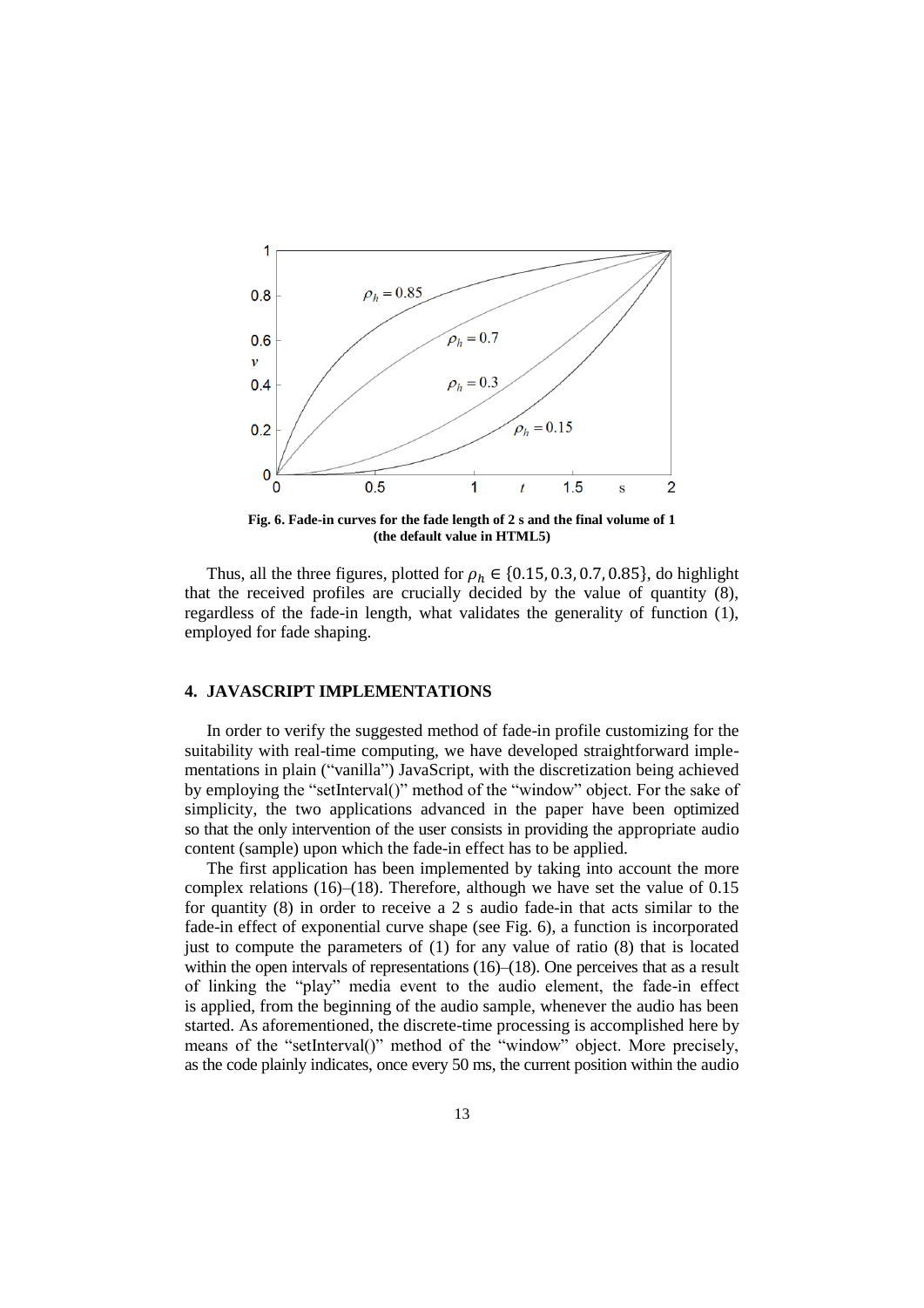1

0.8

0.6

$v$

0.4

0.2

0

0

0.5

1

$t$

1.5

s

2

$\rho_h = 0.85$

$\rho_h = 0.7$

$\rho_h = 0.3$

$\rho_h = 0.15$

**Fig. 6. Fade-in curves for the fade length of 2 s and the final volume of 1 (the default value in HTML5)**

Thus, all the three figures, plotted for $\rho_h \in \{0.15, 0.3, 0.7, 0.85\}$, do highlight that the received profiles are crucially decided by the value of quantity (8), regardless of the fade-in length, what validates the generality of function (1), employed for fade shaping.

## 4. JAVASCRIPT IMPLEMENTATIONS

In order to verify the suggested method of fade-in profile customizing for the suitability with real-time computing, we have developed straightforward implementations in plain ("vanilla") JavaScript, with the discretization being achieved by employing the "setInterval()" method of the "window" object. For the sake of simplicity, the two applications advanced in the paper have been optimized so that the only intervention of the user consists in providing the appropriate audio content (sample) upon which the fade-in effect has to be applied.

The first application has been implemented by taking into account the more complex relations (16)–(18). Therefore, although we have set the value of 0.15 for quantity (8) in order to receive a 2 s audio fade-in that acts similar to the fade-in effect of exponential curve shape (see Fig. 6), a function is incorporated just to compute the parameters of (1) for any value of ratio (8) that is located within the open intervals of representations (16)–(18). One perceives that as a result of linking the "play" media event to the audio element, the fade-in effect is applied, from the beginning of the audio sample, whenever the audio has been started. As aforementioned, the discrete-time processing is accomplished here by means of the "setInterval()" method of the "window" object. More precisely, as the code plainly indicates, once every 50 ms, the current position within the audio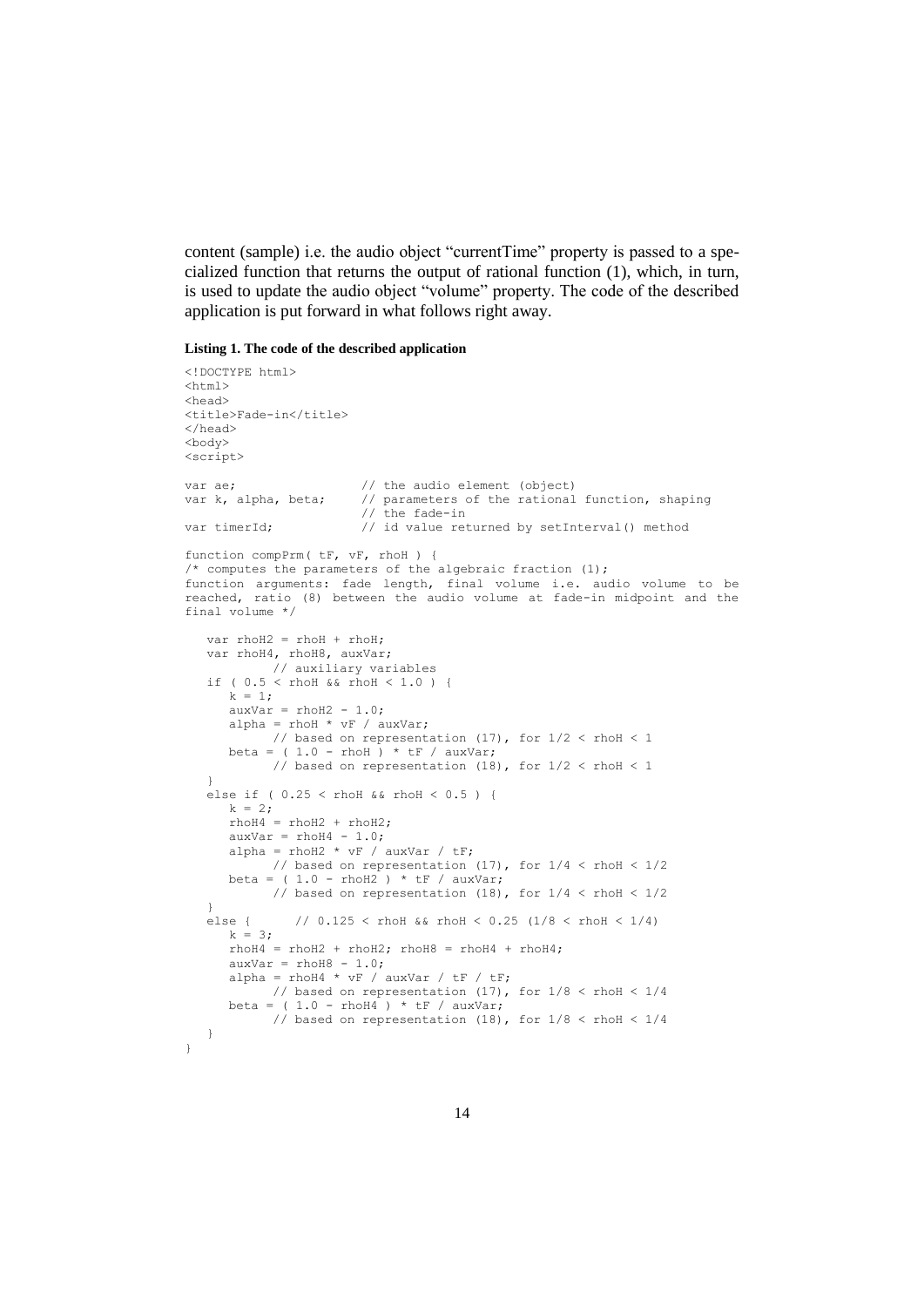content (sample) i.e. the audio object "currentTime" property is passed to a specialized function that returns the output of rational function (1), which, in turn, is used to update the audio object "volume" property. The code of the described application is put forward in what follows right away.

**Listing 1. The code of the described application**

```
<!DOCTYPE html>
<html>
<head>
<title>Fade-in</title>
</head>
<body>
<script>

var ae;                 // the audio element (object)
var k, alpha, beta;     // parameters of the rational function, shaping
                        // the fade-in
var timerId;            // id value returned by setInterval() method

function compPrm( tF, vF, rhoH ) {
/* computes the parameters of the algebraic fraction (1);
function arguments: fade length, final volume i.e. audio volume to be
reached, ratio (8) between the audio volume at fade-in midpoint and the
final volume */

   var rhoH2 = rhoH + rhoH;
   var rhoH4, rhoH8, auxVar;
           // auxiliary variables
   if ( 0.5 < rhoH && rhoH < 1.0 ) {
      k = 1;
      auxVar = rhoH2 - 1.0;
      alpha = rhoH * vF / auxVar;
           // based on representation (17), for 1/2 < rhoH < 1
      beta = ( 1.0 - rhoH ) * tF / auxVar;
           // based on representation (18), for 1/2 < rhoH < 1
   }
   else if ( 0.25 < rhoH && rhoH < 0.5 ) {
      k = 2;
      rhoH4 = rhoH2 + rhoH2;
      auxVar = rhoH4 - 1.0;
      alpha = rhoH2 * vF / auxVar / tF;
           // based on representation (17), for 1/4 < rhoH < 1/2
      beta = ( 1.0 - rhoH2 ) * tF / auxVar;
           // based on representation (18), for 1/4 < rhoH < 1/2
   }
   else {      // 0.125 < rhoH && rhoH < 0.25 (1/8 < rhoH < 1/4)
      k = 3;
      rhoH4 = rhoH2 + rhoH2; rhoH8 = rhoH4 + rhoH4;
      auxVar = rhoH8 - 1.0;
      alpha = rhoH4 * vF / auxVar / tF / tF;
           // based on representation (17), for 1/8 < rhoH < 1/4
      beta = ( 1.0 - rhoH4 ) * tF / auxVar;
           // based on representation (18), for 1/8 < rhoH < 1/4
   }
}
```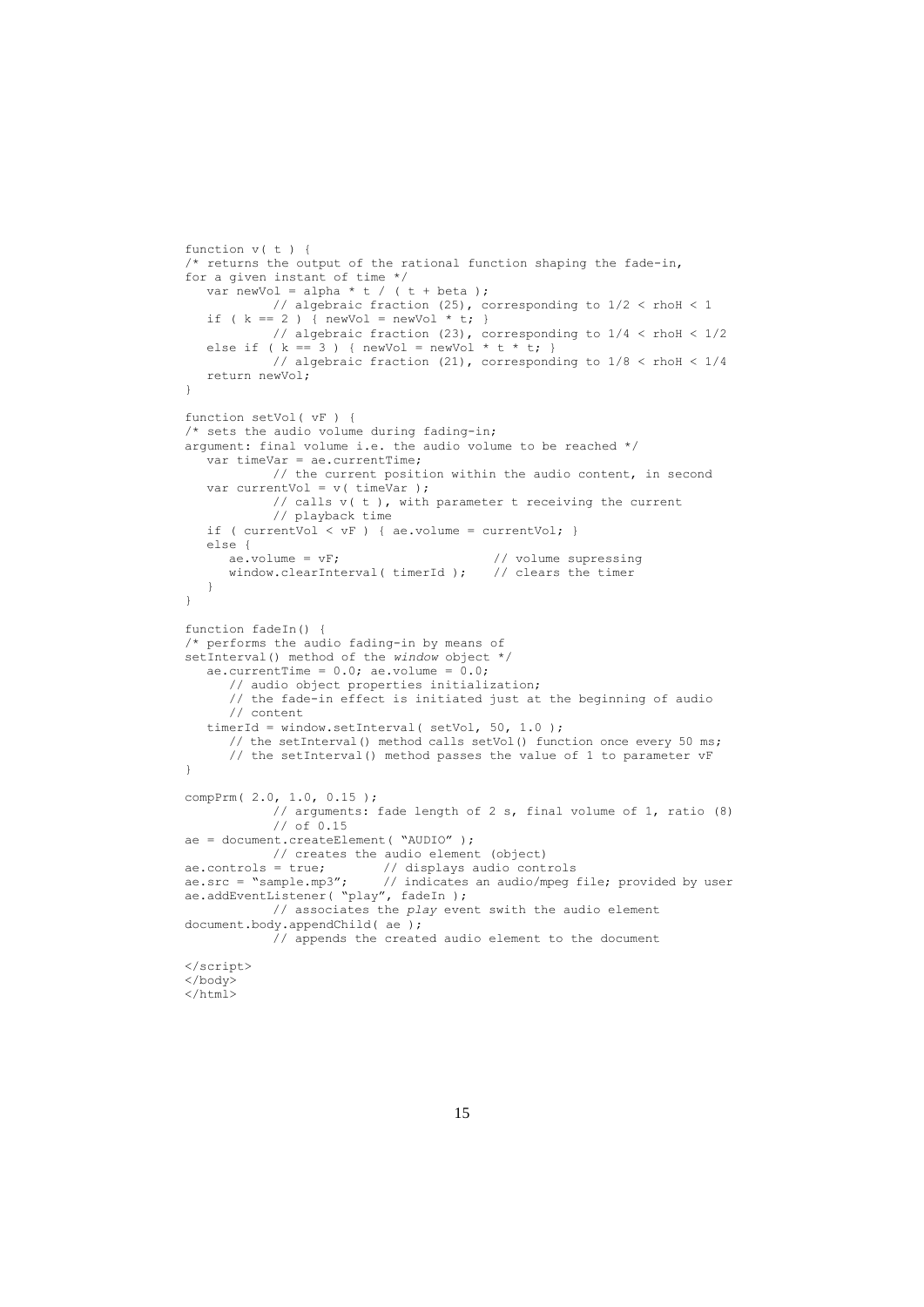```
function v( t ) {
/* returns the output of the rational function shaping the fade-in,
for a given instant of time */
   var newVol = alpha * t / ( t + beta );
            // algebraic fraction (25), corresponding to 1/2 < rhoH < 1
   if ( k == 2 ) { newVol = newVol * t; }
            // algebraic fraction (23), corresponding to 1/4 < rhoH < 1/2
   else if ( k == 3 ) { newVol = newVol * t * t; }
            // algebraic fraction (21), corresponding to 1/8 < rhoH < 1/4
   return newVol;
}

function setVol( vF ) {
/* sets the audio volume during fading-in;
argument: final volume i.e. the audio volume to be reached */
   var timeVar = ae.currentTime;
            // the current position within the audio content, in second
   var currentVol = v( timeVar );
            // calls v( t ), with parameter t receiving the current
            // playback time
   if ( currentVol < vF ) { ae.volume = currentVol; }
   else {
      ae.volume = vF;                     // volume supressing
      window.clearInterval( timerId );    // clears the timer
   }
}

function fadeIn() {
/* performs the audio fading-in by means of
setInterval() method of the window object */
   ae.currentTime = 0.0; ae.volume = 0.0;
      // audio object properties initialization;
      // the fade-in effect is initiated just at the beginning of audio
      // content
   timerId = window.setInterval( setVol, 50, 1.0 );
      // the setInterval() method calls setVol() function once every 50 ms;
      // the setInterval() method passes the value of 1 to parameter vF
}

compPrm( 2.0, 1.0, 0.15 );
            // arguments: fade length of 2 s, final volume of 1, ratio (8)
            // of 0.15
ae = document.createElement( "AUDIO" );
            // creates the audio element (object)
ae.controls = true;        // displays audio controls
ae.src = "sample.mp3";     // indicates an audio/mpeg file; provided by user
ae.addEventListener( "play", fadeIn );
            // associates the play event swith the audio element
document.body.appendChild( ae );
            // appends the created audio element to the document

</script>
</body>
</html>
```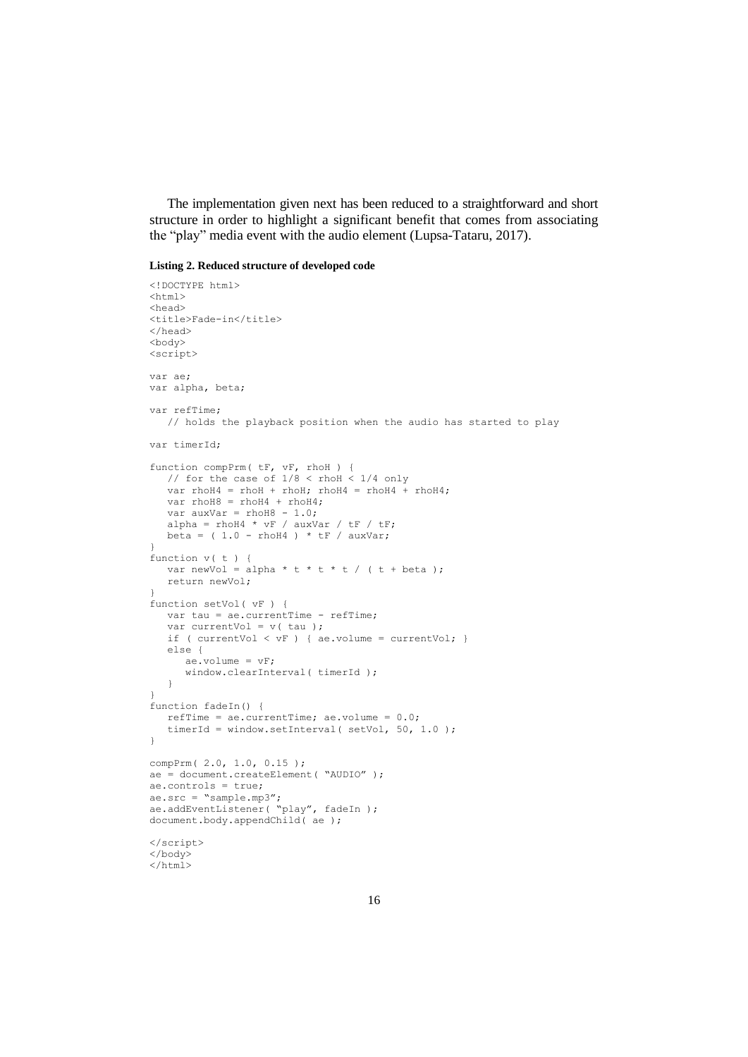The implementation given next has been reduced to a straightforward and short structure in order to highlight a significant benefit that comes from associating the “play” media event with the audio element (Lupsa-Tataru, 2017).

**Listing 2. Reduced structure of developed code**

```
<!DOCTYPE html>
<html>
<head>
<title>Fade-in</title>
</head>
<body>
<script>

var ae;
var alpha, beta;

var refTime;
   // holds the playback position when the audio has started to play

var timerId;

function compPrm( tF, vF, rhoH ) {
   // for the case of 1/8 < rhoH < 1/4 only
   var rhoH4 = rhoH + rhoH; rhoH4 = rhoH4 + rhoH4;
   var rhoH8 = rhoH4 + rhoH4;
   var auxVar = rhoH8 - 1.0;
   alpha = rhoH4 * vF / auxVar / tF / tF;
   beta = ( 1.0 - rhoH4 ) * tF / auxVar;
}
function v( t ) {
   var newVol = alpha * t * t * t / ( t + beta );
   return newVol;
}
function setVol( vF ) {
   var tau = ae.currentTime - refTime;
   var currentVol = v( tau );
   if ( currentVol < vF ) { ae.volume = currentVol; }
   else {
      ae.volume = vF;
      window.clearInterval( timerId );
   }
}
function fadeIn() {
   refTime = ae.currentTime; ae.volume = 0.0;
   timerId = window.setInterval( setVol, 50, 1.0 );
}

compPrm( 2.0, 1.0, 0.15 );
ae = document.createElement( "AUDIO" );
ae.controls = true;
ae.src = "sample.mp3";
ae.addEventListener( "play", fadeIn );
document.body.appendChild( ae );

</script>
</body>
</html>
```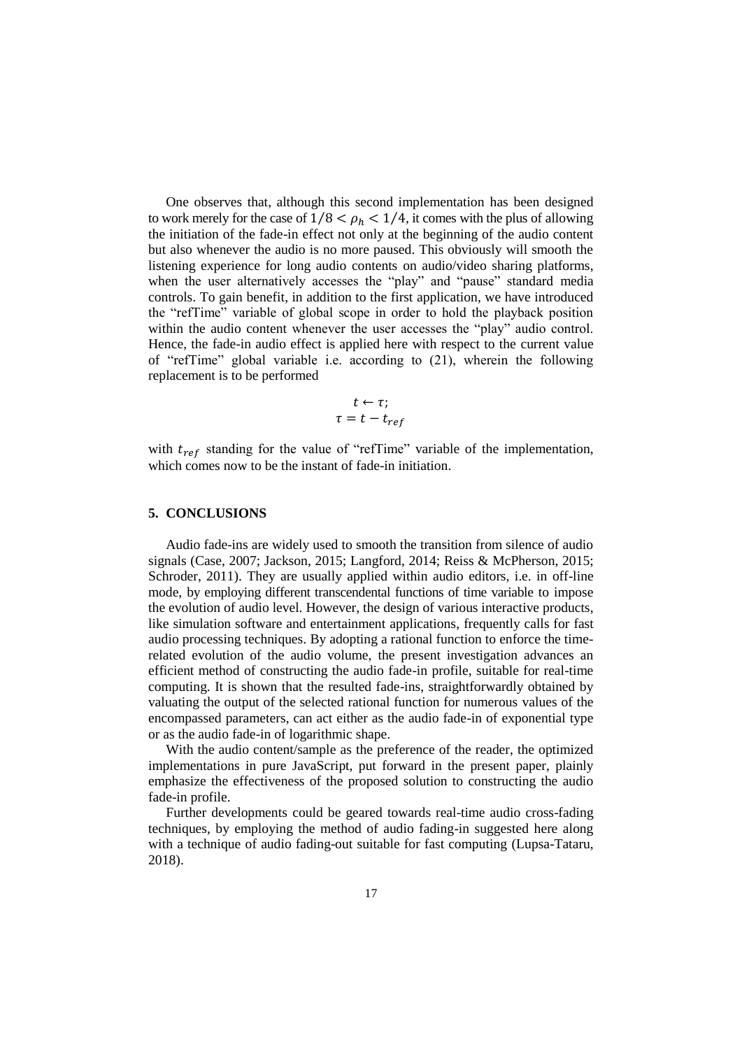One observes that, although this second implementation has been designed to work merely for the case of $1/8 < \rho_h < 1/4$, it comes with the plus of allowing the initiation of the fade-in effect not only at the beginning of the audio content but also whenever the audio is no more paused. This obviously will smooth the listening experience for long audio contents on audio/video sharing platforms, when the user alternatively accesses the "play" and "pause" standard media controls. To gain benefit, in addition to the first application, we have introduced the "refTime" variable of global scope in order to hold the playback position within the audio content whenever the user accesses the "play" audio control. Hence, the fade-in audio effect is applied here with respect to the current value of "refTime" global variable i.e. according to (21), wherein the following replacement is to be performed

$$t \leftarrow \tau;$$
$$\tau = t - t_{ref}$$

with $t_{ref}$ standing for the value of "refTime" variable of the implementation, which comes now to be the instant of fade-in initiation.

## 5. CONCLUSIONS

Audio fade-ins are widely used to smooth the transition from silence of audio signals (Case, 2007; Jackson, 2015; Langford, 2014; Reiss & McPherson, 2015; Schroder, 2011). They are usually applied within audio editors, i.e. in off-line mode, by employing different transcendental functions of time variable to impose the evolution of audio level. However, the design of various interactive products, like simulation software and entertainment applications, frequently calls for fast audio processing techniques. By adopting a rational function to enforce the time-related evolution of the audio volume, the present investigation advances an efficient method of constructing the audio fade-in profile, suitable for real-time computing. It is shown that the resulted fade-ins, straightforwardly obtained by valuating the output of the selected rational function for numerous values of the encompassed parameters, can act either as the audio fade-in of exponential type or as the audio fade-in of logarithmic shape.

With the audio content/sample as the preference of the reader, the optimized implementations in pure JavaScript, put forward in the present paper, plainly emphasize the effectiveness of the proposed solution to constructing the audio fade-in profile.

Further developments could be geared towards real-time audio cross-fading techniques, by employing the method of audio fading-in suggested here along with a technique of audio fading-out suitable for fast computing (Lupsa-Tataru, 2018).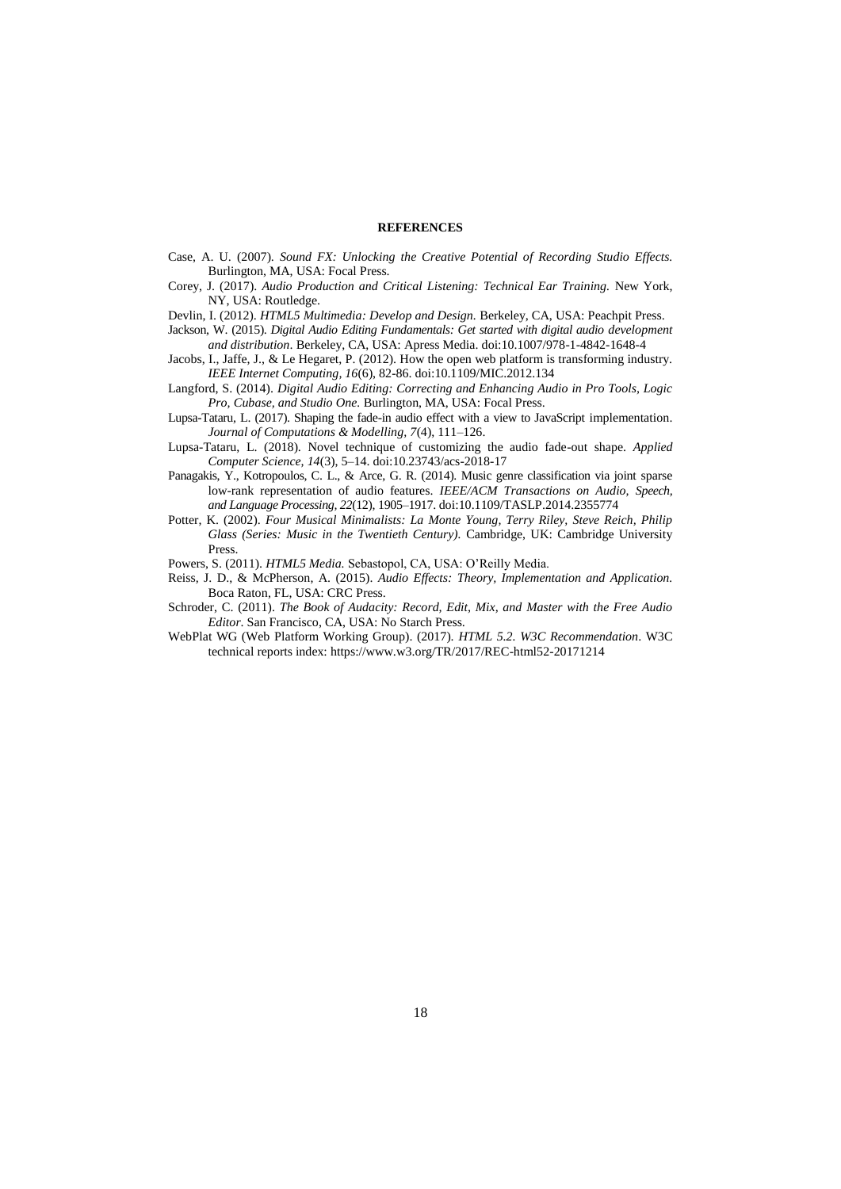## REFERENCES

Case, A. U. (2007). *Sound FX: Unlocking the Creative Potential of Recording Studio Effects.* Burlington, MA, USA: Focal Press.

Corey, J. (2017). *Audio Production and Critical Listening: Technical Ear Training.* New York, NY, USA: Routledge.

Devlin, I. (2012). *HTML5 Multimedia: Develop and Design*. Berkeley, CA, USA: Peachpit Press.

Jackson, W. (2015). *Digital Audio Editing Fundamentals: Get started with digital audio development and distribution*. Berkeley, CA, USA: Apress Media. doi:10.1007/978-1-4842-1648-4

Jacobs, I., Jaffe, J., & Le Hegaret, P. (2012). How the open web platform is transforming industry. *IEEE Internet Computing, 16*(6), 82-86. doi:10.1109/MIC.2012.134

Langford, S. (2014). *Digital Audio Editing: Correcting and Enhancing Audio in Pro Tools, Logic Pro, Cubase, and Studio One.* Burlington, MA, USA: Focal Press.

Lupsa-Tataru, L. (2017). Shaping the fade-in audio effect with a view to JavaScript implementation. *Journal of Computations & Modelling, 7*(4), 111–126.

Lupsa-Tataru, L. (2018). Novel technique of customizing the audio fade-out shape. *Applied Computer Science, 14*(3), 5–14. doi:10.23743/acs-2018-17

Panagakis, Y., Kotropoulos, C. L., & Arce, G. R. (2014). Music genre classification via joint sparse low-rank representation of audio features. *IEEE/ACM Transactions on Audio, Speech, and Language Processing, 22*(12), 1905–1917. doi:10.1109/TASLP.2014.2355774

Potter, K. (2002). *Four Musical Minimalists: La Monte Young, Terry Riley, Steve Reich, Philip Glass (Series: Music in the Twentieth Century).* Cambridge, UK: Cambridge University Press.

Powers, S. (2011). *HTML5 Media.* Sebastopol, CA, USA: O'Reilly Media.

Reiss, J. D., & McPherson, A. (2015). *Audio Effects: Theory, Implementation and Application.* Boca Raton, FL, USA: CRC Press.

Schroder, C. (2011). *The Book of Audacity: Record, Edit, Mix, and Master with the Free Audio Editor*. San Francisco, CA, USA: No Starch Press.

WebPlat WG (Web Platform Working Group). (2017). *HTML 5.2. W3C Recommendation*. W3C technical reports index: https://www.w3.org/TR/2017/REC-html52-20171214